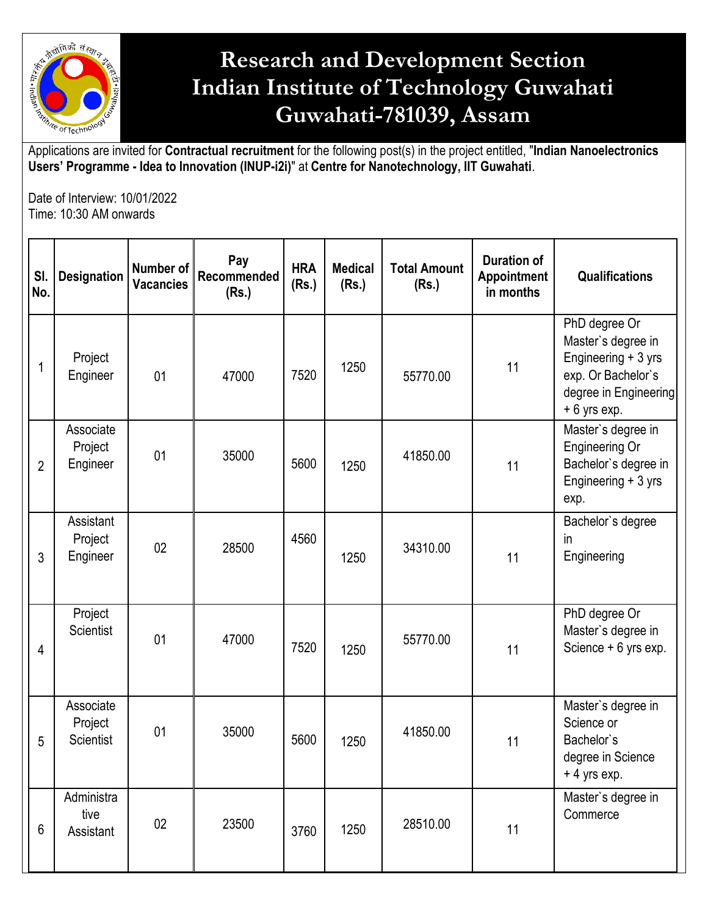# Research and Development Section
# Indian Institute of Technology Guwahati
# Guwahati-781039, Assam

Applications are invited for **Contractual recruitment** for the following post(s) in the project entitled, "**Indian Nanoelectronics Users' Programme - Idea to Innovation (INUP-i2i)**" at **Centre for Nanotechnology, IIT Guwahati**.

Date of Interview: 10/01/2022
Time: 10:30 AM onwards

| Sl. No. | Designation | Number of Vacancies | Pay Recommended (Rs.) | HRA (Rs.) | Medical (Rs.) | Total Amount (Rs.) | Duration of Appointment in months | Qualifications |
|---|---|---|---|---|---|---|---|---|
| 1 | Project Engineer | 01 | 47000 | 7520 | 1250 | 55770.00 | 11 | PhD degree Or Master`s degree in Engineering + 3 yrs exp. Or Bachelor`s degree in Engineering + 6 yrs exp. |
| 2 | Associate Project Engineer | 01 | 35000 | 5600 | 1250 | 41850.00 | 11 | Master`s degree in Engineering Or Bachelor`s degree in Engineering + 3 yrs exp. |
| 3 | Assistant Project Engineer | 02 | 28500 | 4560 | 1250 | 34310.00 | 11 | Bachelor`s degree in Engineering |
| 4 | Project Scientist | 01 | 47000 | 7520 | 1250 | 55770.00 | 11 | PhD degree Or Master`s degree in Science + 6 yrs exp. |
| 5 | Associate Project Scientist | 01 | 35000 | 5600 | 1250 | 41850.00 | 11 | Master`s degree in Science or Bachelor`s degree in Science + 4 yrs exp. |
| 6 | Administrative Assistant | 02 | 23500 | 3760 | 1250 | 28510.00 | 11 | Master`s degree in Commerce |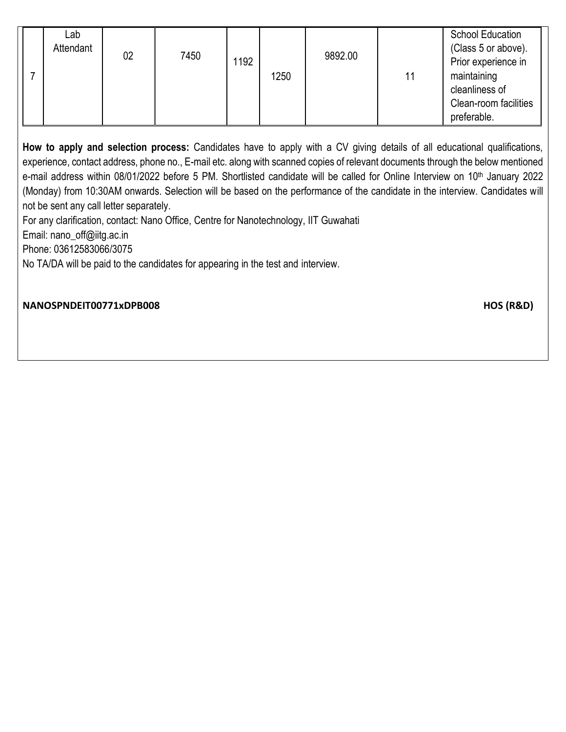| | | | | | | | | |
|---|---|---|---|---|---|---|---|---|
| 7 | Lab Attendant | 02 | 7450 | 1192 | 1250 | 9892.00 | 11 | School Education (Class 5 or above). Prior experience in maintaining cleanliness of Clean-room facilities preferable. |

**How to apply and selection process:** Candidates have to apply with a CV giving details of all educational qualifications, experience, contact address, phone no., E-mail etc. along with scanned copies of relevant documents through the below mentioned e-mail address within 08/01/2022 before 5 PM. Shortlisted candidate will be called for Online Interview on 10th January 2022 (Monday) from 10:30AM onwards. Selection will be based on the performance of the candidate in the interview. Candidates will not be sent any call letter separately.

For any clarification, contact: Nano Office, Centre for Nanotechnology, IIT Guwahati

Email: nano_off@iitg.ac.in

Phone: 03612583066/3075

No TA/DA will be paid to the candidates for appearing in the test and interview.

**NANOSPNDEIT00771xDPB008** **HOS (R&D)**